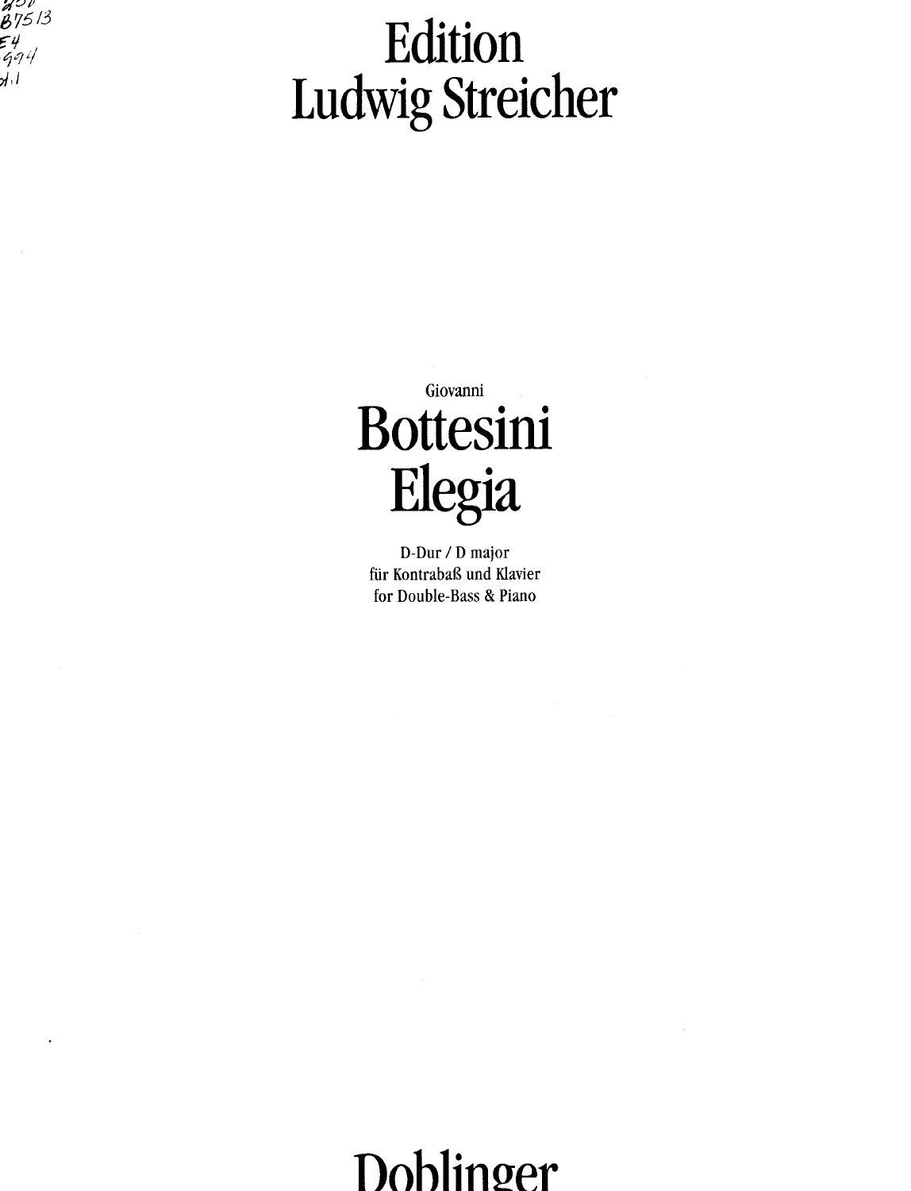# Edition Ludwig Streicher

Giovanni

# Bottesini
# Elegia

D-Dur / D major
für Kontrabaß und Klavier
for Double-Bass & Piano

Doblinger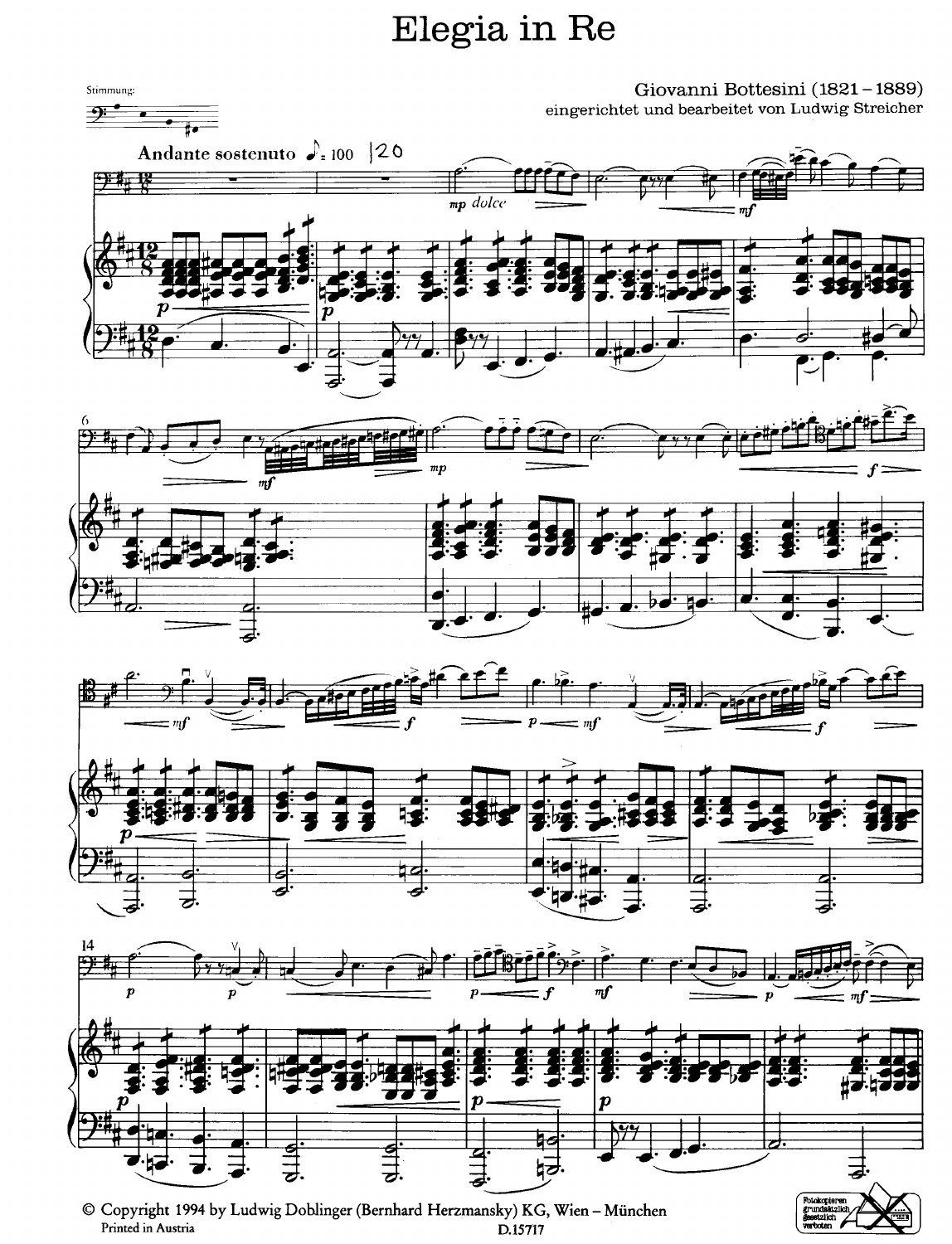# Elegia in Re

Giovanni Bottesini (1821 – 1889)

eingerichtet und bearbeitet von Ludwig Streicher

© Copyright 1994 by Ludwig Doblinger (Bernhard Herzmansky) KG, Wien – München

Printed in Austria

D.15717